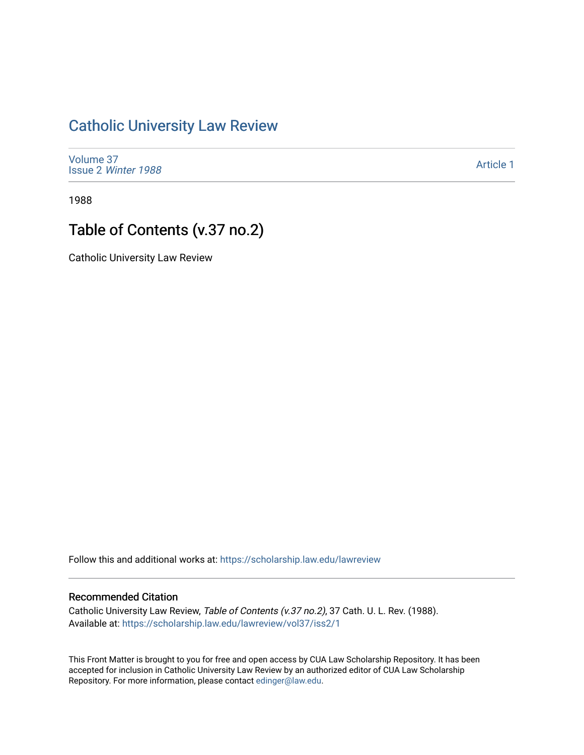# Catholic University Law Review

Volume 37
Issue 2 *Winter 1988*

Article 1

1988

## Table of Contents (v.37 no.2)

Catholic University Law Review

Follow this and additional works at: https://scholarship.law.edu/lawreview

### Recommended Citation

Catholic University Law Review, *Table of Contents (v.37 no.2)*, 37 Cath. U. L. Rev. (1988).
Available at: https://scholarship.law.edu/lawreview/vol37/iss2/1

This Front Matter is brought to you for free and open access by CUA Law Scholarship Repository. It has been accepted for inclusion in Catholic University Law Review by an authorized editor of CUA Law Scholarship Repository. For more information, please contact edinger@law.edu.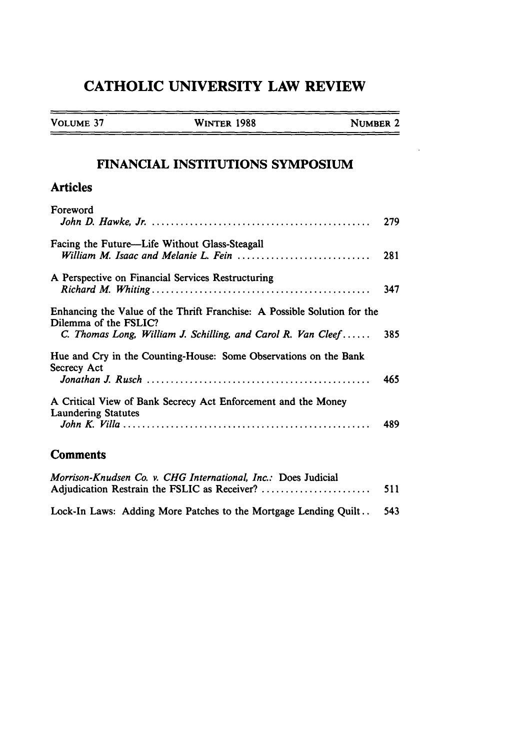# CATHOLIC UNIVERSITY LAW REVIEW

VOLUME 37 | WINTER 1988 | NUMBER 2

## FINANCIAL INSTITUTIONS SYMPOSIUM

### Articles

Foreword
*John D. Hawke, Jr.* .............................................. 279

Facing the Future—Life Without Glass-Steagall
*William M. Isaac and Melanie L. Fein* ............................ 281

A Perspective on Financial Services Restructuring
*Richard M. Whiting* .............................................. 347

Enhancing the Value of the Thrift Franchise: A Possible Solution for the Dilemma of the FSLIC?
*C. Thomas Long, William J. Schilling, and Carol R. Van Cleef* ...... 385

Hue and Cry in the Counting-House: Some Observations on the Bank Secrecy Act
*Jonathan J. Rusch* ............................................... 465

A Critical View of Bank Secrecy Act Enforcement and the Money Laundering Statutes
*John K. Villa* ................................................... 489

### Comments

*Morrison-Knudsen Co. v. CHG International, Inc.*: Does Judicial Adjudication Restrain the FSLIC as Receiver? ....................... 511

Lock-In Laws: Adding More Patches to the Mortgage Lending Quilt .. 543